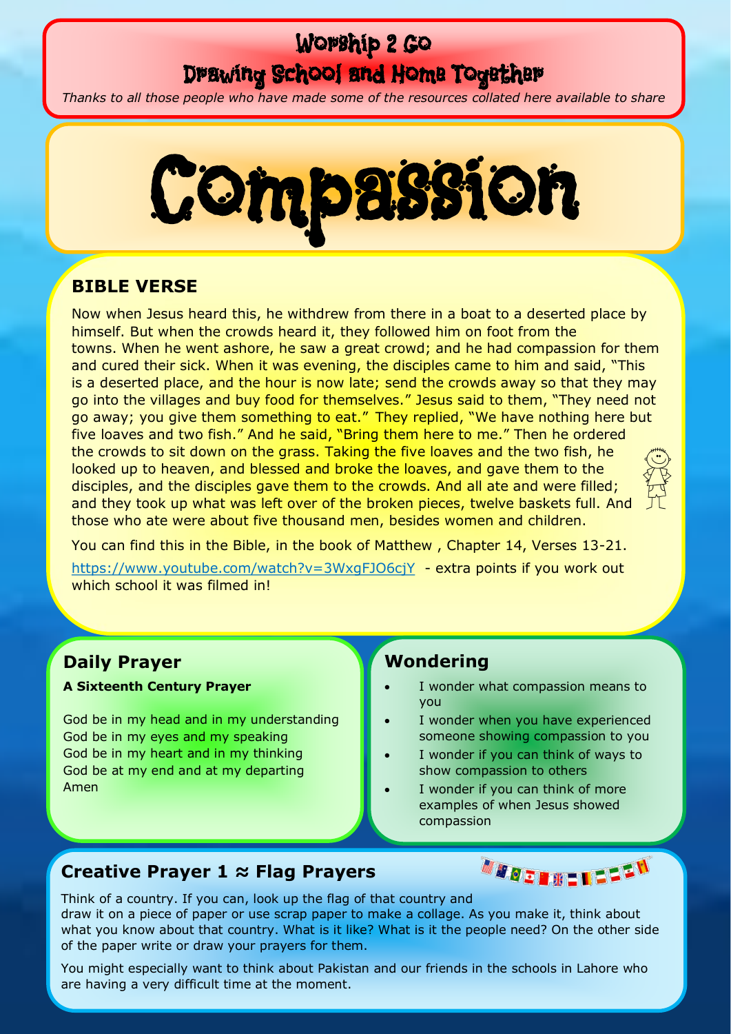# Worship 2 Go

## Drawing School and Home Together

*Thanks to all those people who have made some of the resources collated here available to share*

# Compassion

## BIBLE VERSE

Now when Jesus heard this, he withdrew from there in a boat to a deserted place by himself. But when the crowds heard it, they followed him on foot from the towns. When he went ashore, he saw a great crowd; and he had compassion for them and cured their sick. When it was evening, the disciples came to him and said, "This is a deserted place, and the hour is now late; send the crowds away so that they may go into the villages and buy food for themselves." Jesus said to them, "They need not go away; you give them something to eat." They replied, "We have nothing here but five loaves and two fish." And he said, "Bring them here to me." Then he ordered the crowds to sit down on the grass. Taking the five loaves and the two fish, he looked up to heaven, and blessed and broke the loaves, and gave them to the disciples, and the disciples gave them to the crowds. And all ate and were filled; and they took up what was left over of the broken pieces, twelve baskets full. And those who ate were about five thousand men, besides women and children.

You can find this in the Bible, in the book of Matthew , Chapter 14, Verses 13-21.

https://www.youtube.com/watch?v=3WxgFJO6cjY - extra points if you work out which school it was filmed in!

## Daily Prayer

**A Sixteenth Century Prayer**

God be in my head and in my understanding
God be in my eyes and my speaking
God be in my heart and in my thinking
God be at my end and at my departing
Amen

## Wondering

- I wonder what compassion means to you
- I wonder when you have experienced someone showing compassion to you
- I wonder if you can think of ways to show compassion to others
- I wonder if you can think of more examples of when Jesus showed compassion

## Creative Prayer 1 ≈ Flag Prayers

Think of a country. If you can, look up the flag of that country and draw it on a piece of paper or use scrap paper to make a collage. As you make it, think about what you know about that country. What is it like? What is it the people need? On the other side of the paper write or draw your prayers for them.

You might especially want to think about Pakistan and our friends in the schools in Lahore who are having a very difficult time at the moment.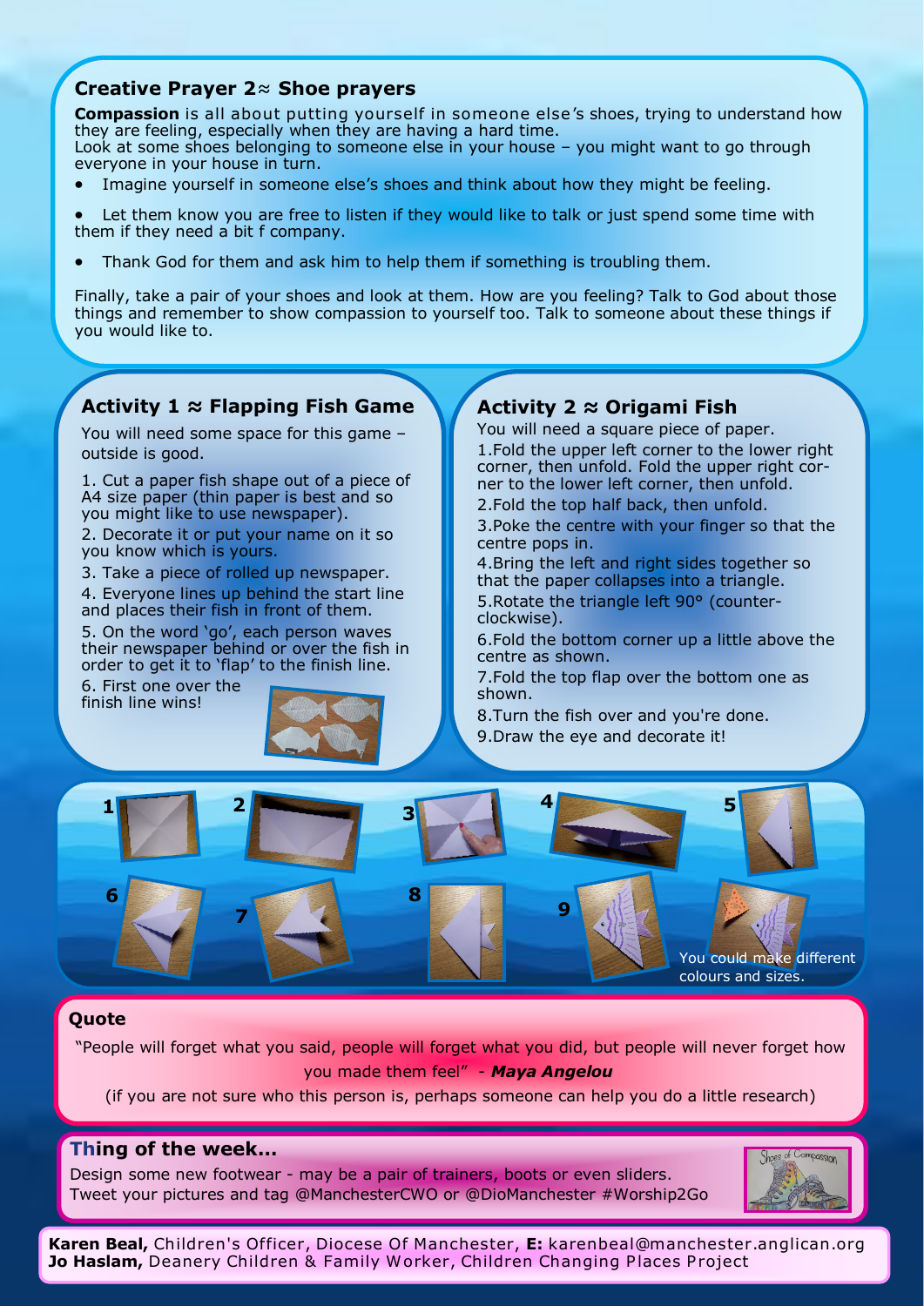## Creative Prayer 2≈ Shoe prayers

**Compassion** is all about putting yourself in someone else's shoes, trying to understand how they are feeling, especially when they are having a hard time.
Look at some shoes belonging to someone else in your house – you might want to go through everyone in your house in turn.

- Imagine yourself in someone else's shoes and think about how they might be feeling.
- Let them know you are free to listen if they would like to talk or just spend some time with them if they need a bit f company.
- Thank God for them and ask him to help them if something is troubling them.

Finally, take a pair of your shoes and look at them. How are you feeling? Talk to God about those things and remember to show compassion to yourself too. Talk to someone about these things if you would like to.

## Activity 1 ≈ Flapping Fish Game

You will need some space for this game – outside is good.

1. Cut a paper fish shape out of a piece of A4 size paper (thin paper is best and so you might like to use newspaper).
2. Decorate it or put your name on it so you know which is yours.
3. Take a piece of rolled up newspaper.
4. Everyone lines up behind the start line and places their fish in front of them.
5. On the word 'go', each person waves their newspaper behind or over the fish in order to get it to 'flap' to the finish line.
6. First one over the finish line wins!

## Activity 2 ≈ Origami Fish

You will need a square piece of paper.

1. Fold the upper left corner to the lower right corner, then unfold. Fold the upper right corner to the lower left corner, then unfold.
2. Fold the top half back, then unfold.
3. Poke the centre with your finger so that the centre pops in.
4. Bring the left and right sides together so that the paper collapses into a triangle.
5. Rotate the triangle left 90° (counter-clockwise).
6. Fold the bottom corner up a little above the centre as shown.
7. Fold the top flap over the bottom one as shown.
8. Turn the fish over and you're done.
9. Draw the eye and decorate it!

1 2 3 4 5 6 7 8 9

You could make different colours and sizes.

## Quote

"People will forget what you said, people will forget what you did, but people will never forget how you made them feel" - ***Maya Angelou***

(if you are not sure who this person is, perhaps someone can help you do a little research)

## Thing of the week...

Design some new footwear - may be a pair of trainers, boots or even sliders.
Tweet your pictures and tag @ManchesterCWO or @DioManchester #Worship2Go

Shoes of Compassion

**Karen Beal,** Children's Officer, Diocese Of Manchester, **E:** karenbeal@manchester.anglican.org
**Jo Haslam,** Deanery Children & Family Worker, Children Changing Places Project